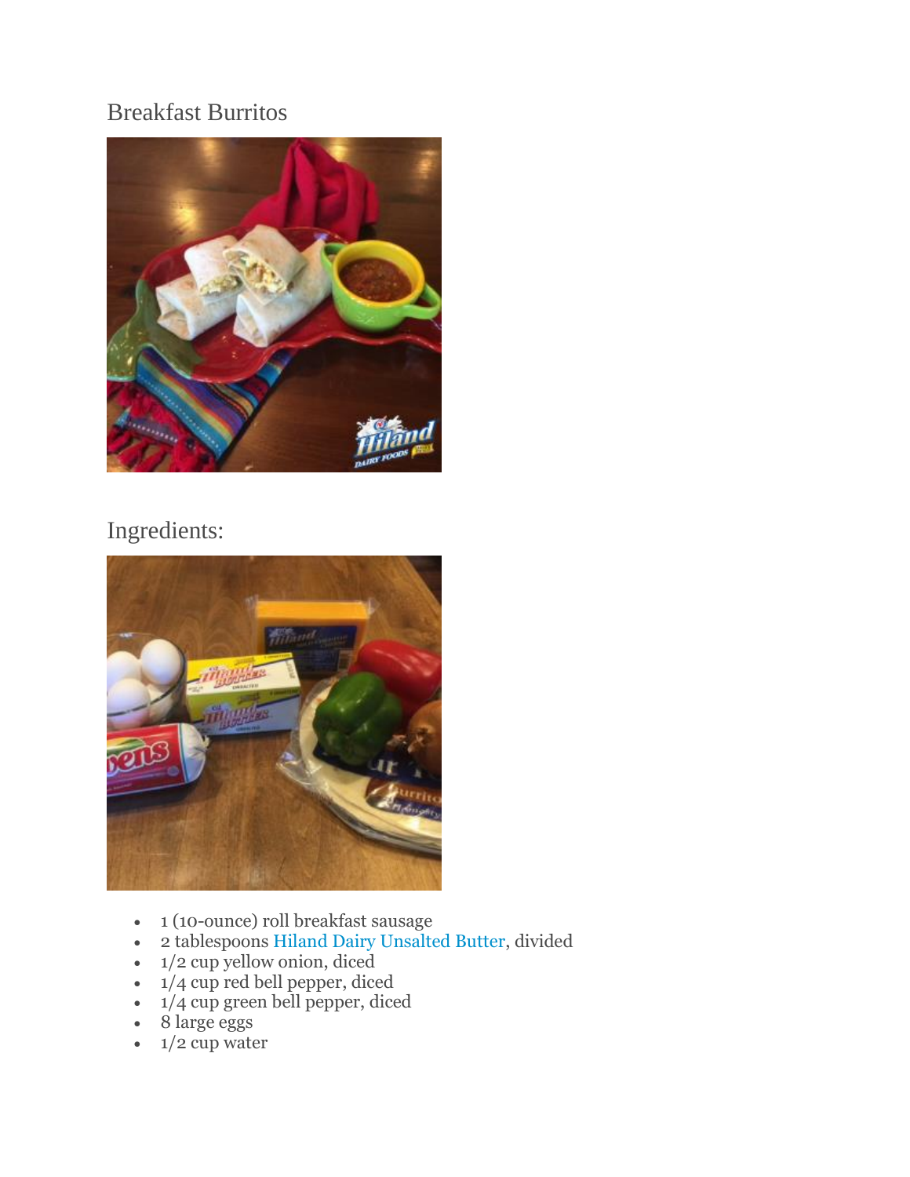# Breakfast Burritos

## Ingredients:

- 1 (10-ounce) roll breakfast sausage
- 2 tablespoons Hiland Dairy Unsalted Butter, divided
- 1/2 cup yellow onion, diced
- 1/4 cup red bell pepper, diced
- 1/4 cup green bell pepper, diced
- 8 large eggs
- 1/2 cup water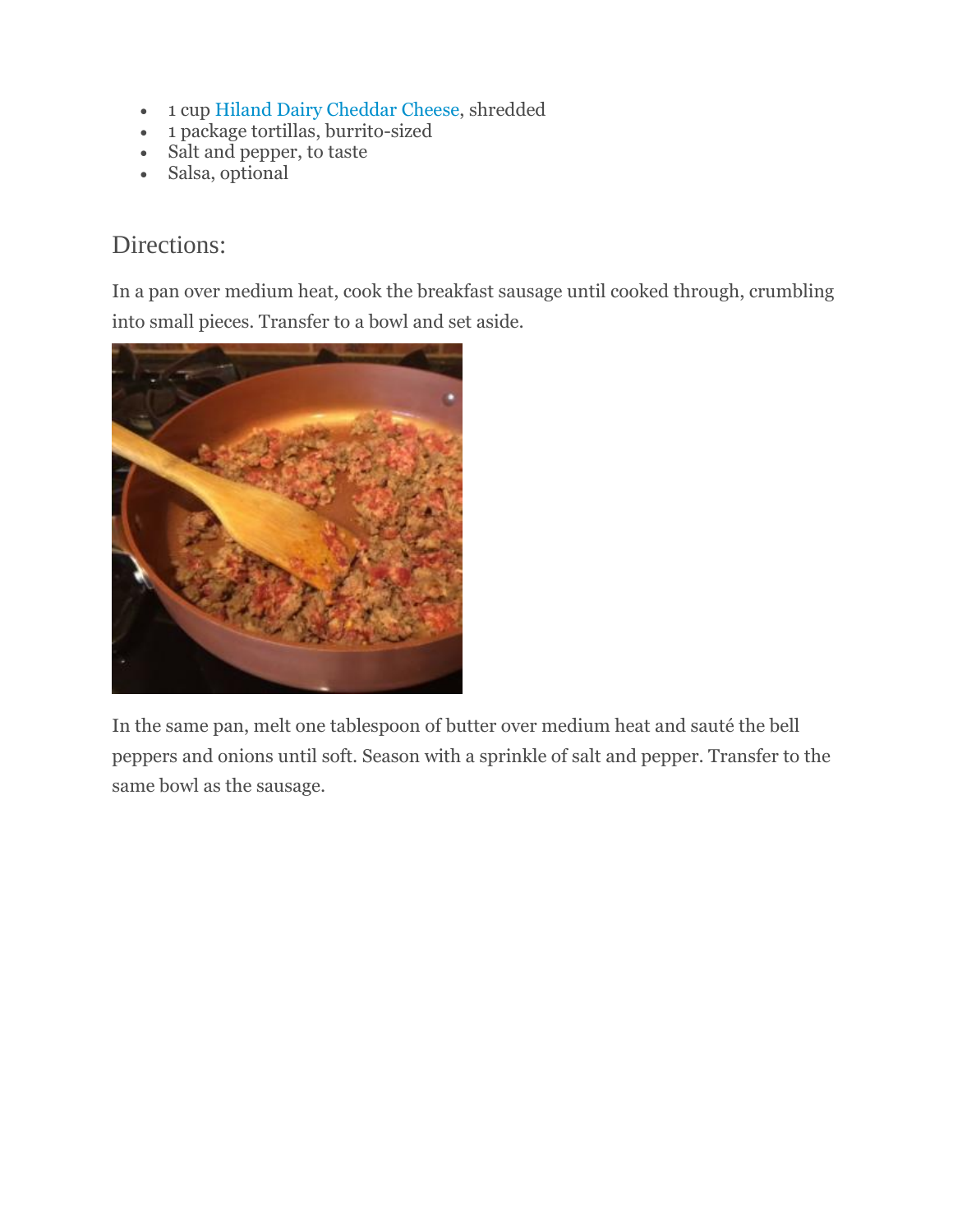- 1 cup Hiland Dairy Cheddar Cheese, shredded
- 1 package tortillas, burrito-sized
- Salt and pepper, to taste
- Salsa, optional

## Directions:

In a pan over medium heat, cook the breakfast sausage until cooked through, crumbling into small pieces. Transfer to a bowl and set aside.

In the same pan, melt one tablespoon of butter over medium heat and sauté the bell peppers and onions until soft. Season with a sprinkle of salt and pepper. Transfer to the same bowl as the sausage.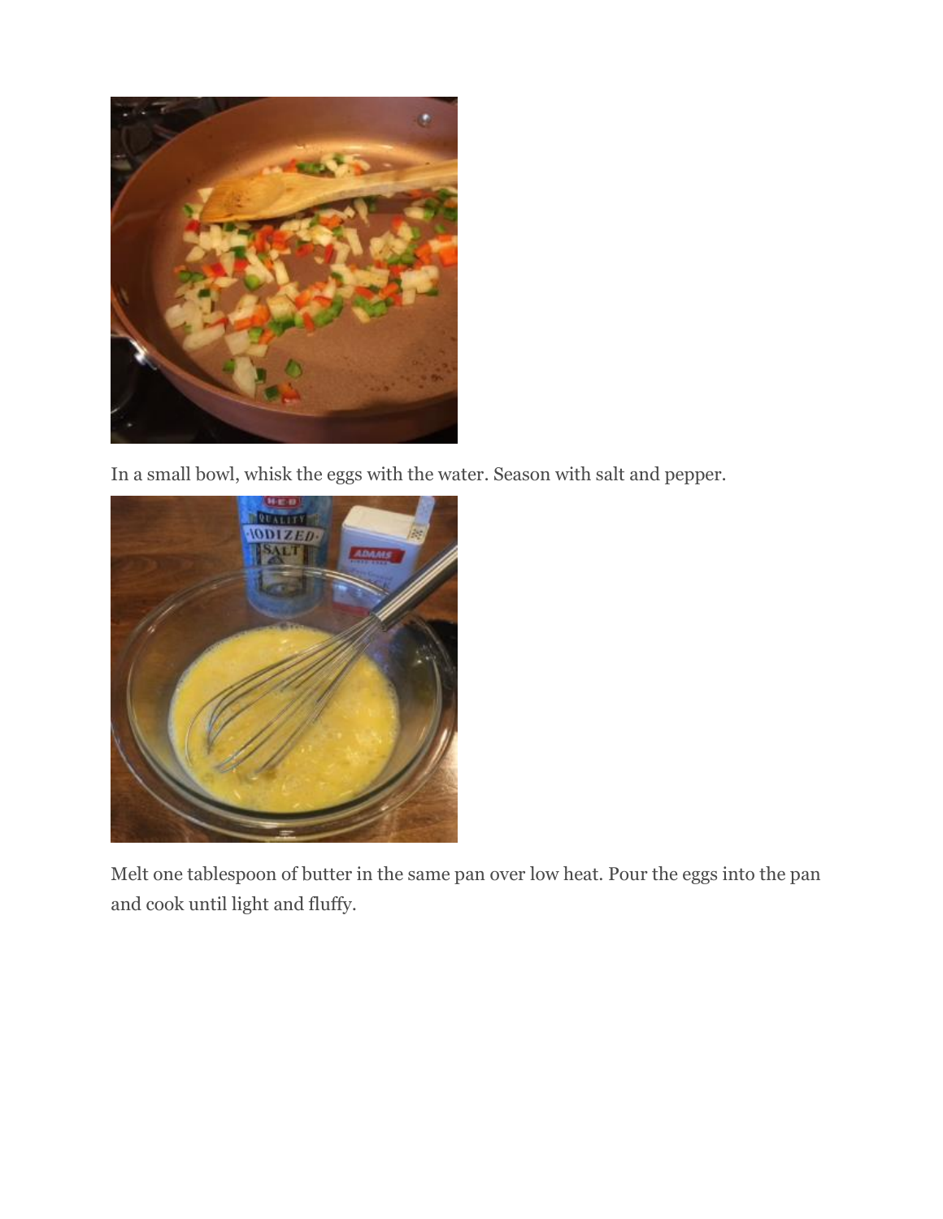In a small bowl, whisk the eggs with the water. Season with salt and pepper.

Melt one tablespoon of butter in the same pan over low heat. Pour the eggs into the pan and cook until light and fluffy.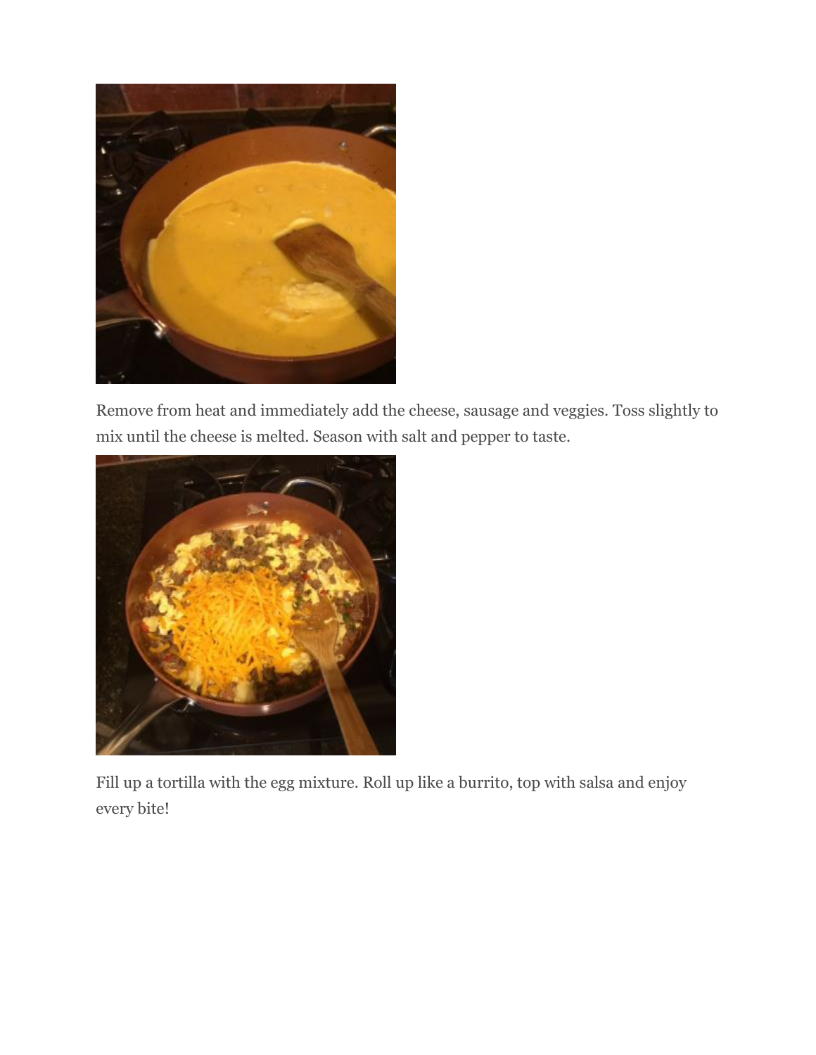Remove from heat and immediately add the cheese, sausage and veggies. Toss slightly to mix until the cheese is melted. Season with salt and pepper to taste.

Fill up a tortilla with the egg mixture. Roll up like a burrito, top with salsa and enjoy every bite!